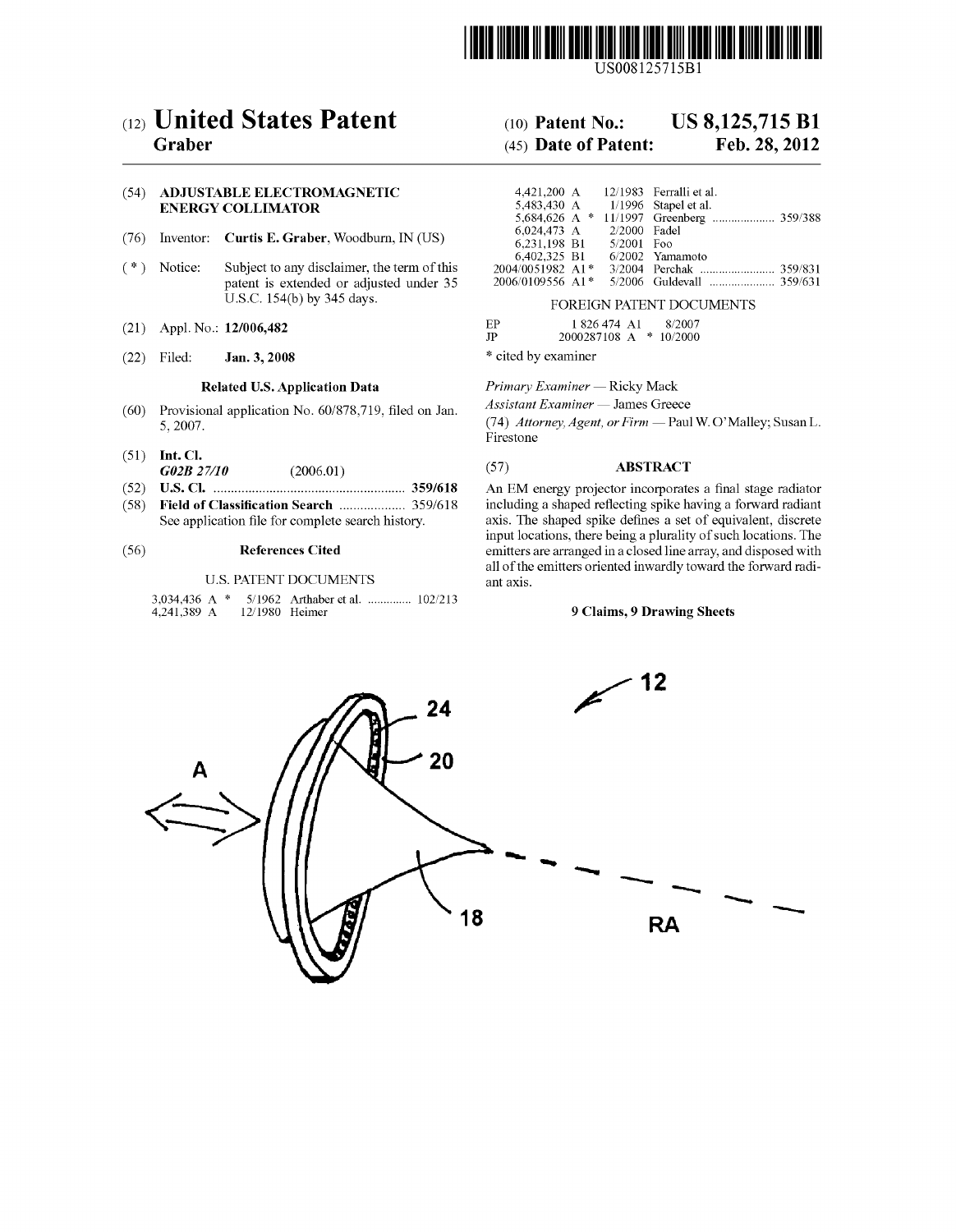US008125715B1

# (12) United States Patent
**Graber**

(10) **Patent No.:** **US 8,125,715 B1**

(45) **Date of Patent:** **Feb. 28, 2012**

(54) **ADJUSTABLE ELECTROMAGNETIC ENERGY COLLIMATOR**

(76) Inventor: **Curtis E. Graber**, Woodburn, IN (US)

( * ) Notice: Subject to any disclaimer, the term of this patent is extended or adjusted under 35 U.S.C. 154(b) by 345 days.

(21) Appl. No.: **12/006,482**

(22) Filed: **Jan. 3, 2008**

### Related U.S. Application Data

(60) Provisional application No. 60/878,719, filed on Jan. 5, 2007.

(51) **Int. Cl.**
*G02B 27/10* (2006.01)

(52) **U.S. Cl.** ....................................................... **359/618**

(58) **Field of Classification Search** ................... 359/618
See application file for complete search history.

(56) **References Cited**

U.S. PATENT DOCUMENTS

| | | | |
|---|---|---|---|
| 3,034,436 A * | 5/1962 | Arthaber et al. | 102/213 |
| 4,241,389 A | 12/1980 | Heimer | |
| 4,421,200 A | 12/1983 | Ferralli et al. | |
| 5,483,430 A | 1/1996 | Stapel et al. | |
| 5,684,626 A * | 11/1997 | Greenberg | 359/388 |
| 6,024,473 A | 2/2000 | Fadel | |
| 6,231,198 B1 | 5/2001 | Foo | |
| 6,402,325 B1 | 6/2002 | Yamamoto | |
| 2004/0051982 A1 * | 3/2004 | Perchak | 359/831 |
| 2006/0109556 A1 * | 5/2006 | Guldevall | 359/631 |

FOREIGN PATENT DOCUMENTS

| | | |
|---|---|---|
| EP | 1 826 474 A1 | 8/2007 |
| JP | 2000287108 A * | 10/2000 |

\* cited by examiner

*Primary Examiner* — Ricky Mack

*Assistant Examiner* — James Greece

(74) *Attorney, Agent, or Firm* — Paul W. O'Malley; Susan L. Firestone

(57) **ABSTRACT**

An EM energy projector incorporates a final stage radiator including a shaped reflecting spike having a forward radiant axis. The shaped spike defines a set of equivalent, discrete input locations, there being a plurality of such locations. The emitters are arranged in a closed line array, and disposed with all of the emitters oriented inwardly toward the forward radiant axis.

**9 Claims, 9 Drawing Sheets**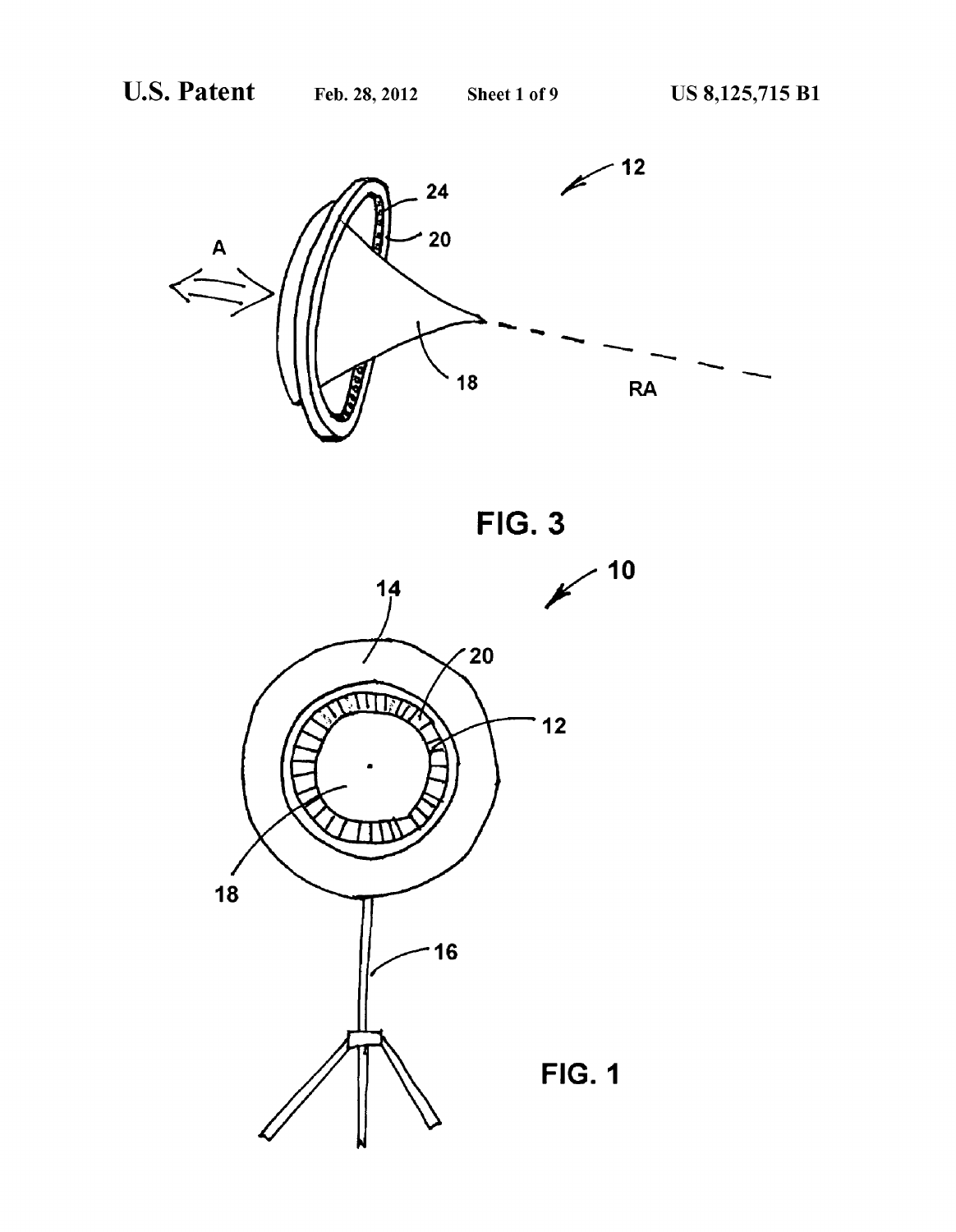FIG. 3

FIG. 1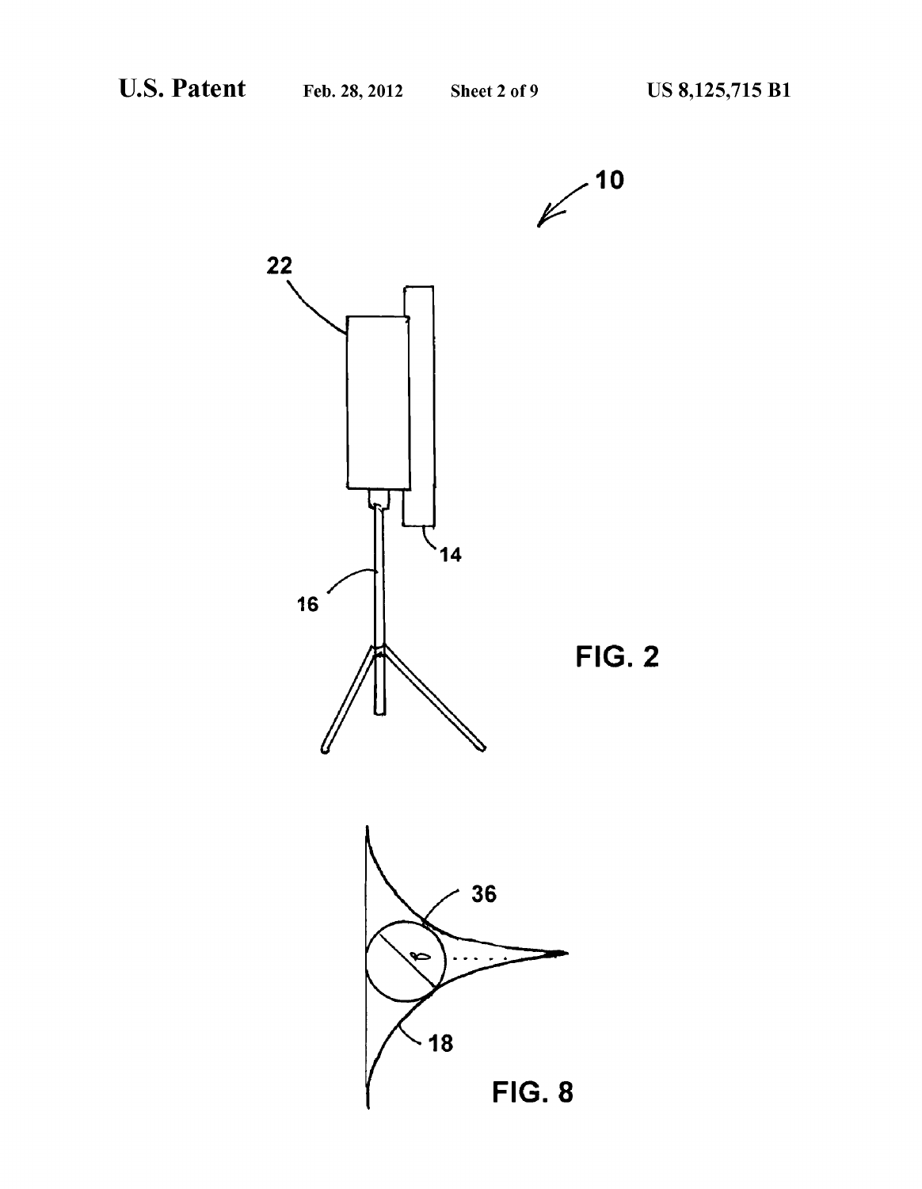FIG. 2

FIG. 8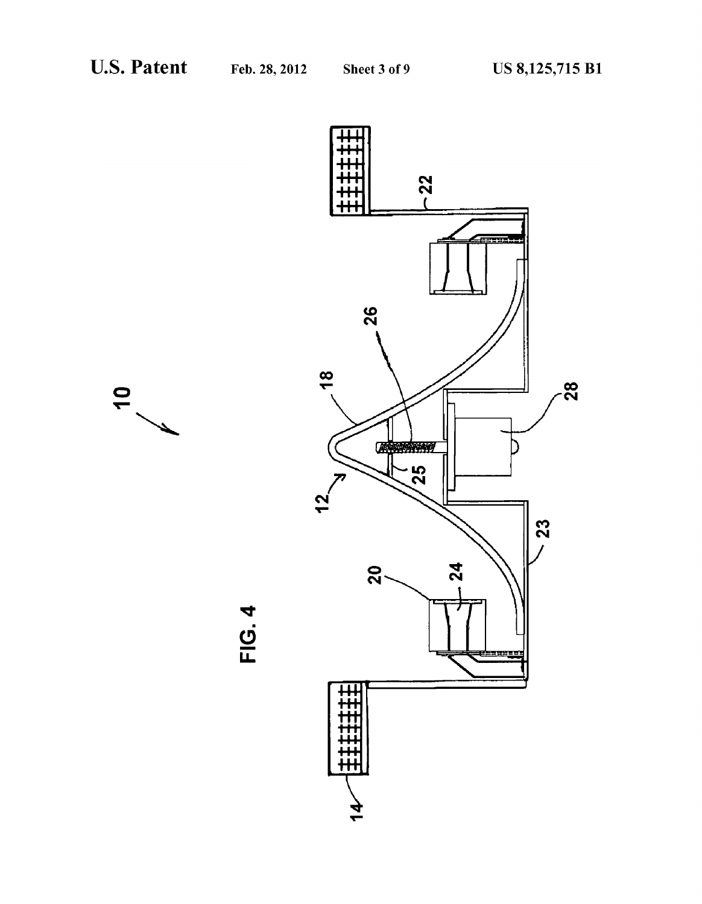FIG. 4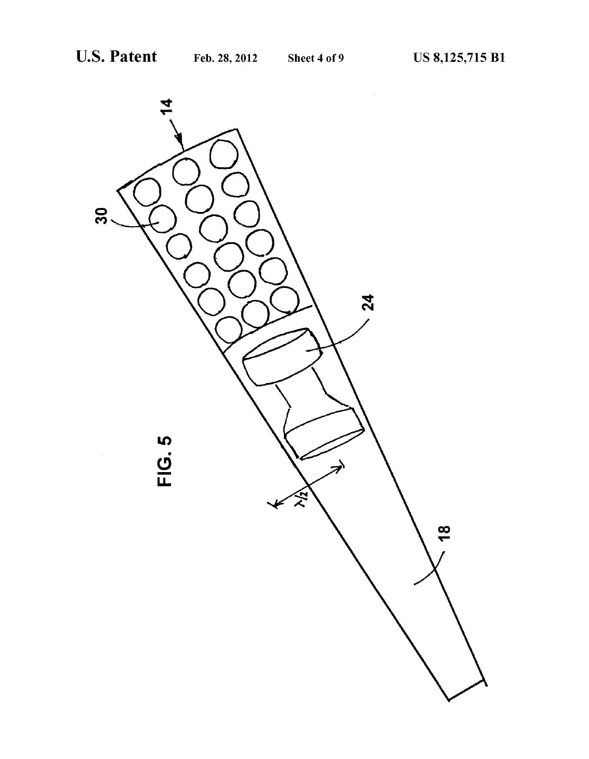FIG. 5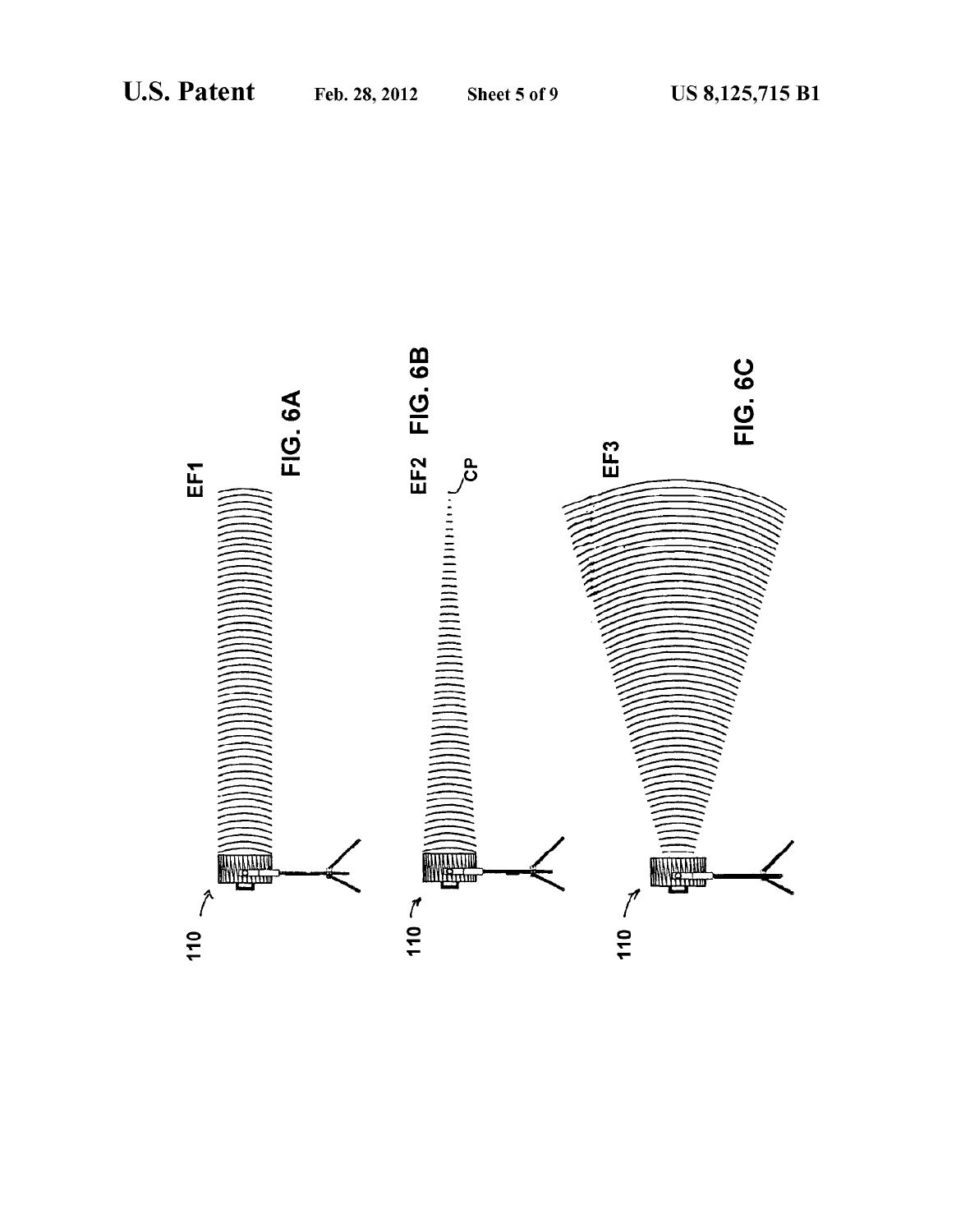FIG. 6A

FIG. 6B

FIG. 6C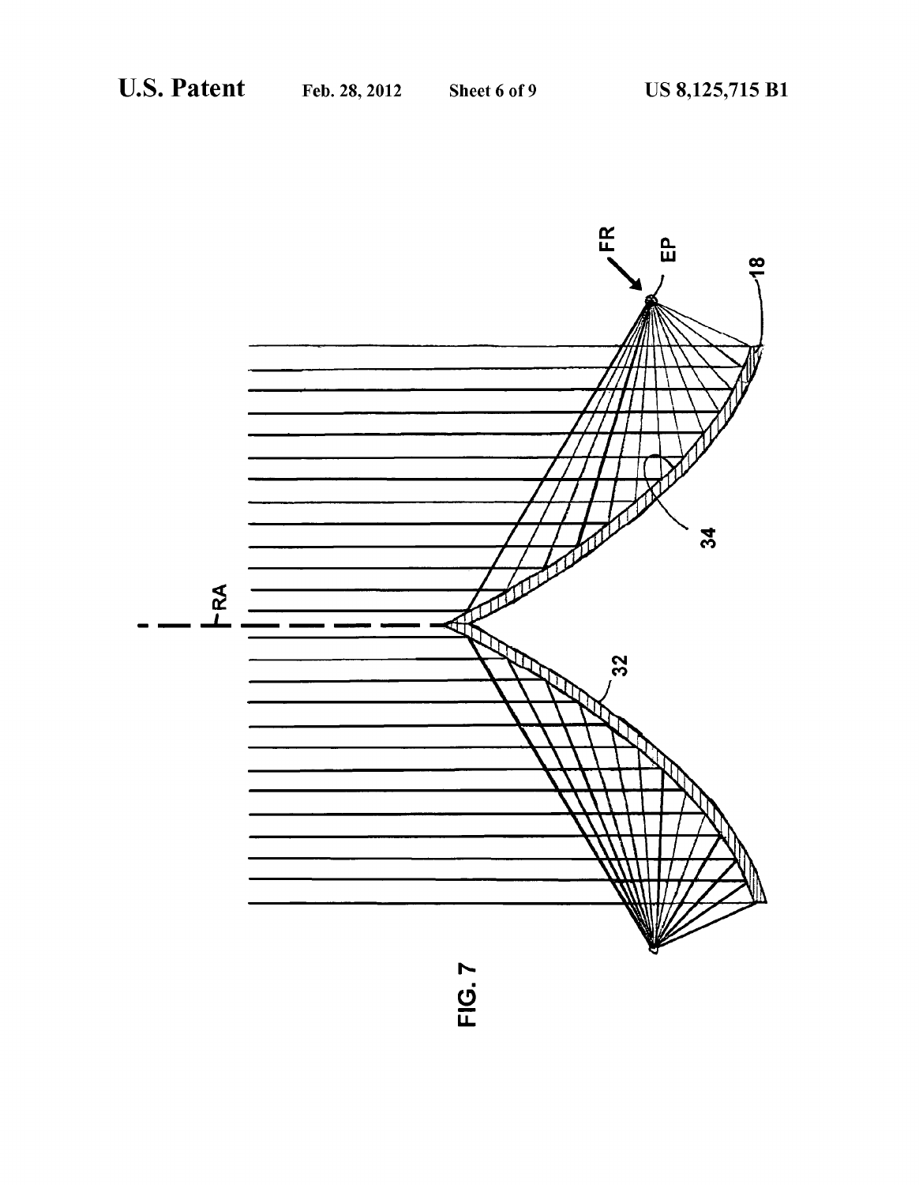FIG. 7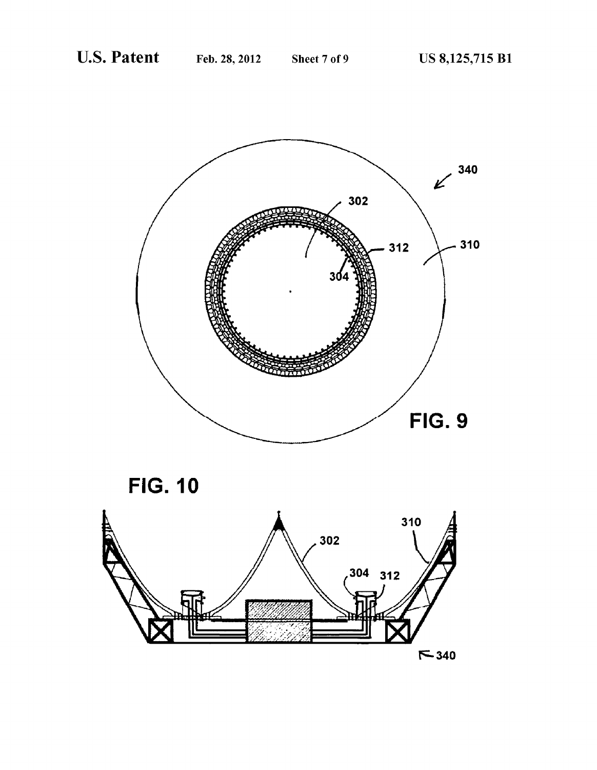FIG. 9

FIG. 10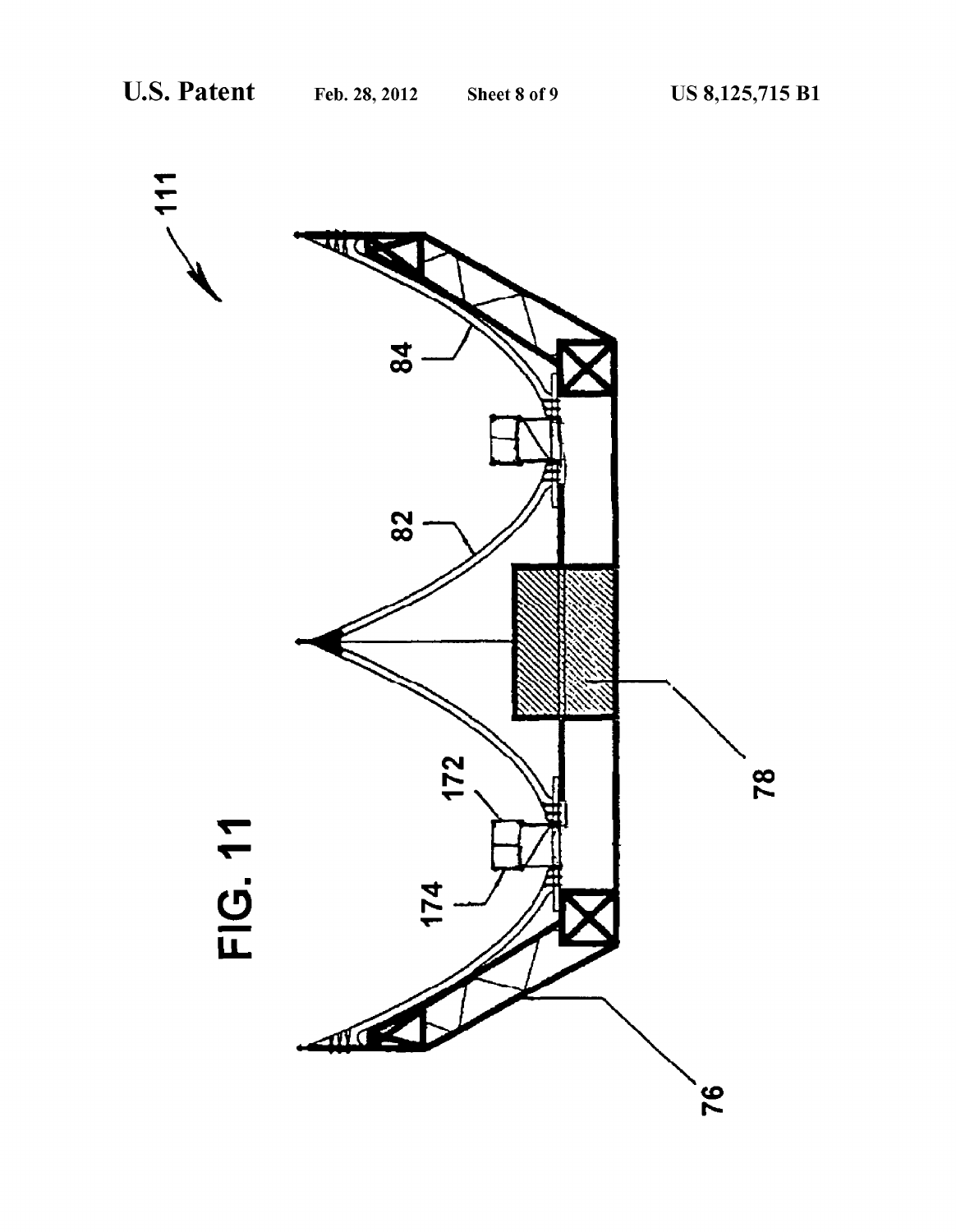FIG. 11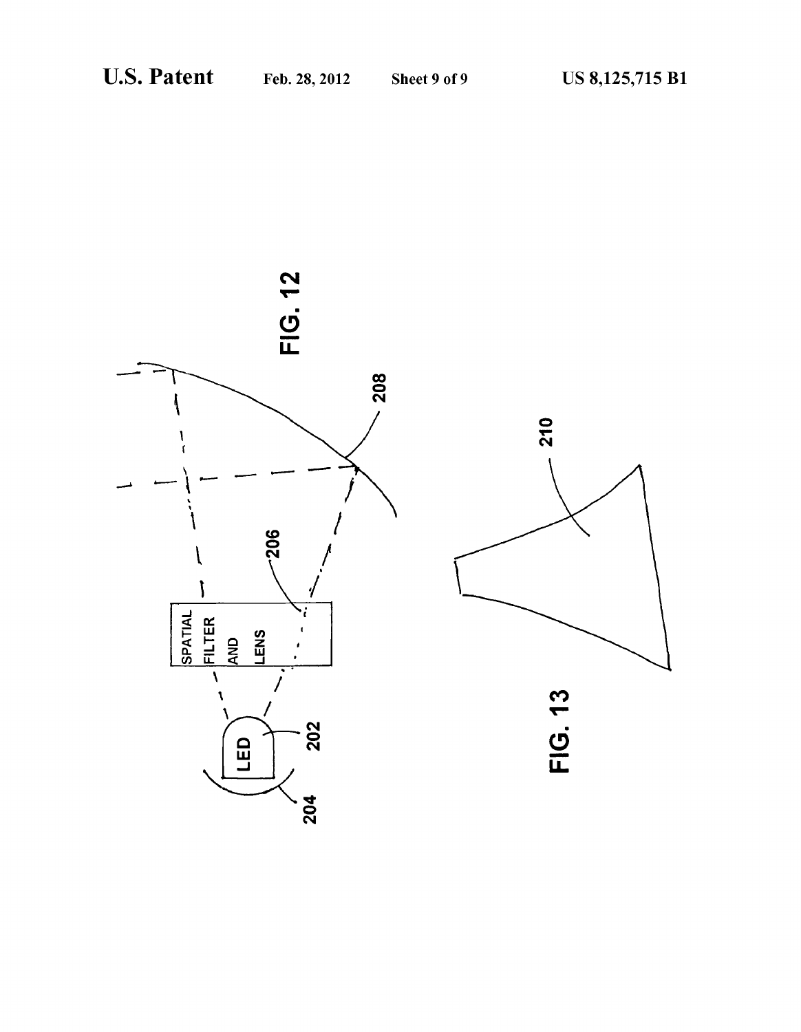FIG. 12

SPATIAL FILTER AND LENS

LED

202

204

206

208

FIG. 13

210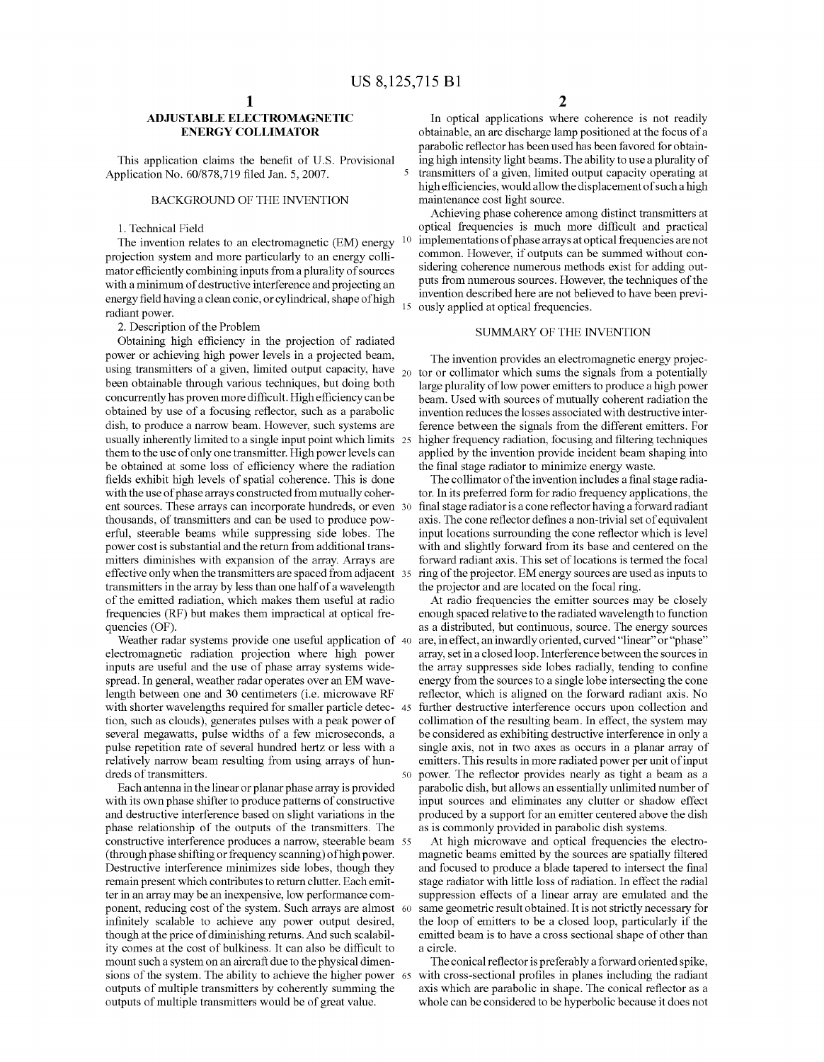# ADJUSTABLE ELECTROMAGNETIC ENERGY COLLIMATOR

This application claims the benefit of U.S. Provisional Application No. 60/878,719 filed Jan. 5, 2007.

## BACKGROUND OF THE INVENTION

### 1. Technical Field

The invention relates to an electromagnetic (EM) energy projection system and more particularly to an energy collimator efficiently combining inputs from a plurality of sources with a minimum of destructive interference and projecting an energy field having a clean conic, or cylindrical, shape of high radiant power.

### 2. Description of the Problem

Obtaining high efficiency in the projection of radiated power or achieving high power levels in a projected beam, using transmitters of a given, limited output capacity, have been obtainable through various techniques, but doing both concurrently has proven more difficult. High efficiency can be obtained by use of a focusing reflector, such as a parabolic dish, to produce a narrow beam. However, such systems are usually inherently limited to a single input point which limits them to the use of only one transmitter. High power levels can be obtained at some loss of efficiency where the radiation fields exhibit high levels of spatial coherence. This is done with the use of phase arrays constructed from mutually coherent sources. These arrays can incorporate hundreds, or even thousands, of transmitters and can be used to produce powerful, steerable beams while suppressing side lobes. The power cost is substantial and the return from additional transmitters diminishes with expansion of the array. Arrays are effective only when the transmitters are spaced from adjacent transmitters in the array by less than one half of a wavelength of the emitted radiation, which makes them useful at radio frequencies (RF) but makes them impractical at optical frequencies (OF).

Weather radar systems provide one useful application of electromagnetic radiation projection where high power inputs are useful and the use of phase array systems widespread. In general, weather radar operates over an EM wavelength between one and 30 centimeters (i.e. microwave RF with shorter wavelengths required for smaller particle detection, such as clouds), generates pulses with a peak power of several megawatts, pulse widths of a few microseconds, a pulse repetition rate of several hundred hertz or less with a relatively narrow beam resulting from using arrays of hundreds of transmitters.

Each antenna in the linear or planar phase array is provided with its own phase shifter to produce patterns of constructive and destructive interference based on slight variations in the phase relationship of the outputs of the transmitters. The constructive interference produces a narrow, steerable beam (through phase shifting or frequency scanning) of high power. Destructive interference minimizes side lobes, though they remain present which contributes to return clutter. Each emitter in an array may be an inexpensive, low performance component, reducing cost of the system. Such arrays are almost infinitely scalable to achieve any power output desired, though at the price of diminishing returns. And such scalability comes at the cost of bulkiness. It can also be difficult to mount such a system on an aircraft due to the physical dimensions of the system. The ability to achieve the higher power outputs of multiple transmitters by coherently summing the outputs of multiple transmitters would be of great value.

In optical applications where coherence is not readily obtainable, an arc discharge lamp positioned at the focus of a parabolic reflector has been used has been favored for obtaining high intensity light beams. The ability to use a plurality of transmitters of a given, limited output capacity operating at high efficiencies, would allow the displacement of such a high maintenance cost light source.

Achieving phase coherence among distinct transmitters at optical frequencies is much more difficult and practical implementations of phase arrays at optical frequencies are not common. However, if outputs can be summed without considering coherence numerous methods exist for adding outputs from numerous sources. However, the techniques of the invention described here are not believed to have been previously applied at optical frequencies.

## SUMMARY OF THE INVENTION

The invention provides an electromagnetic energy projector or collimator which sums the signals from a potentially large plurality of low power emitters to produce a high power beam. Used with sources of mutually coherent radiation the invention reduces the losses associated with destructive interference between the signals from the different emitters. For higher frequency radiation, focusing and filtering techniques applied by the invention provide incident beam shaping into the final stage radiator to minimize energy waste.

The collimator of the invention includes a final stage radiator. In its preferred form for radio frequency applications, the final stage radiator is a cone reflector having a forward radiant axis. The cone reflector defines a non-trivial set of equivalent input locations surrounding the cone reflector which is level with and slightly forward from its base and centered on the forward radiant axis. This set of locations is termed the focal ring of the projector. EM energy sources are used as inputs to the projector and are located on the focal ring.

At radio frequencies the emitter sources may be closely enough spaced relative to the radiated wavelength to function as a distributed, but continuous, source. The energy sources are, in effect, an inwardly oriented, curved "linear" or "phase" array, set in a closed loop. Interference between the sources in the array suppresses side lobes radially, tending to confine energy from the sources to a single lobe intersecting the cone reflector, which is aligned on the forward radiant axis. No further destructive interference occurs upon collection and collimation of the resulting beam. In effect, the system may be considered as exhibiting destructive interference in only a single axis, not in two axes as occurs in a planar array of emitters. This results in more radiated power per unit of input power. The reflector provides nearly as tight a beam as a parabolic dish, but allows an essentially unlimited number of input sources and eliminates any clutter or shadow effect produced by a support for an emitter centered above the dish as is commonly provided in parabolic dish systems.

At high microwave and optical frequencies the electromagnetic beams emitted by the sources are spatially filtered and focused to produce a blade tapered to intersect the final stage radiator with little loss of radiation. In effect the radial suppression effects of a linear array are emulated and the same geometric result obtained. It is not strictly necessary for the loop of emitters to be a closed loop, particularly if the emitted beam is to have a cross sectional shape of other than a circle.

The conical reflector is preferably a forward oriented spike, with cross-sectional profiles in planes including the radiant axis which are parabolic in shape. The conical reflector as a whole can be considered to be hyperbolic because it does not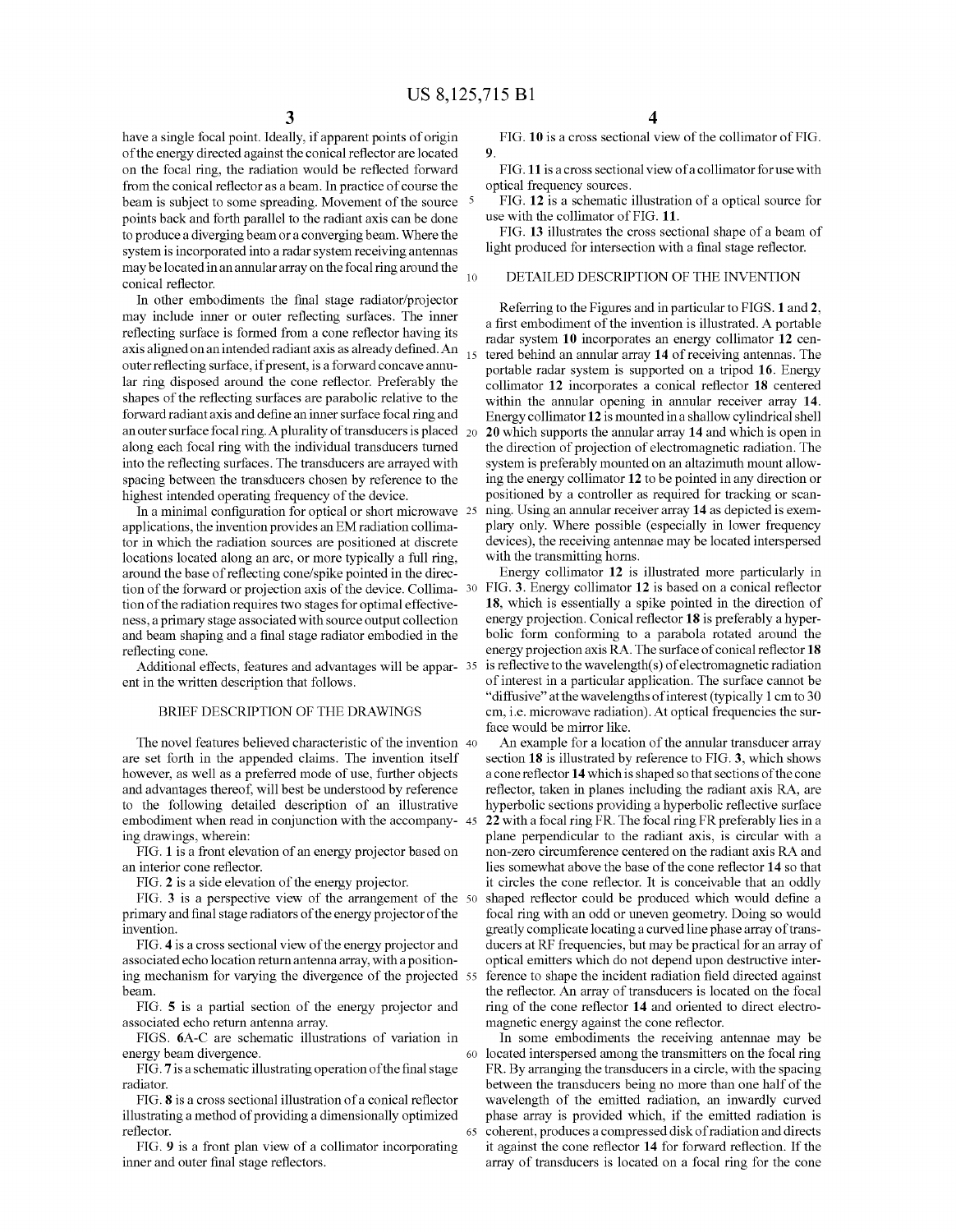have a single focal point. Ideally, if apparent points of origin of the energy directed against the conical reflector are located on the focal ring, the radiation would be reflected forward from the conical reflector as a beam. In practice of course the beam is subject to some spreading. Movement of the source points back and forth parallel to the radiant axis can be done to produce a diverging beam or a converging beam. Where the system is incorporated into a radar system receiving antennas may be located in an annular array on the focal ring around the conical reflector.

In other embodiments the final stage radiator/projector may include inner or outer reflecting surfaces. The inner reflecting surface is formed from a cone reflector having its axis aligned on an intended radiant axis as already defined. An outer reflecting surface, if present, is a forward concave annular ring disposed around the cone reflector. Preferably the shapes of the reflecting surfaces are parabolic relative to the forward radiant axis and define an inner surface focal ring and an outer surface focal ring. A plurality of transducers is placed along each focal ring with the individual transducers turned into the reflecting surfaces. The transducers are arrayed with spacing between the transducers chosen by reference to the highest intended operating frequency of the device.

In a minimal configuration for optical or short microwave applications, the invention provides an EM radiation collimator in which the radiation sources are positioned at discrete locations located along an arc, or more typically a full ring, around the base of reflecting cone/spike pointed in the direction of the forward or projection axis of the device. Collimation of the radiation requires two stages for optimal effectiveness, a primary stage associated with source output collection and beam shaping and a final stage radiator embodied in the reflecting cone.

Additional effects, features and advantages will be apparent in the written description that follows.

## BRIEF DESCRIPTION OF THE DRAWINGS

The novel features believed characteristic of the invention are set forth in the appended claims. The invention itself however, as well as a preferred mode of use, further objects and advantages thereof, will best be understood by reference to the following detailed description of an illustrative embodiment when read in conjunction with the accompanying drawings, wherein:

FIG. **1** is a front elevation of an energy projector based on an interior cone reflector.

FIG. **2** is a side elevation of the energy projector.

FIG. **3** is a perspective view of the arrangement of the primary and final stage radiators of the energy projector of the invention.

FIG. **4** is a cross sectional view of the energy projector and associated echo location return antenna array, with a positioning mechanism for varying the divergence of the projected beam.

FIG. **5** is a partial section of the energy projector and associated echo return antenna array.

FIGS. **6**A-C are schematic illustrations of variation in energy beam divergence.

FIG. **7** is a schematic illustrating operation of the final stage radiator.

FIG. **8** is a cross sectional illustration of a conical reflector illustrating a method of providing a dimensionally optimized reflector.

FIG. **9** is a front plan view of a collimator incorporating inner and outer final stage reflectors.

FIG. **10** is a cross sectional view of the collimator of FIG. **9**.

FIG. **11** is a cross sectional view of a collimator for use with optical frequency sources.

FIG. **12** is a schematic illustration of a optical source for use with the collimator of FIG. **11**.

FIG. **13** illustrates the cross sectional shape of a beam of light produced for intersection with a final stage reflector.

## DETAILED DESCRIPTION OF THE INVENTION

Referring to the Figures and in particular to FIGS. **1** and **2**, a first embodiment of the invention is illustrated. A portable radar system **10** incorporates an energy collimator **12** centered behind an annular array **14** of receiving antennas. The portable radar system is supported on a tripod **16**. Energy collimator **12** incorporates a conical reflector **18** centered within the annular opening in annular receiver array **14**. Energy collimator **12** is mounted in a shallow cylindrical shell **20** which supports the annular array **14** and which is open in the direction of projection of electromagnetic radiation. The system is preferably mounted on an altazimuth mount allowing the energy collimator **12** to be pointed in any direction or positioned by a controller as required for tracking or scanning. Using an annular receiver array **14** as depicted is exemplary only. Where possible (especially in lower frequency devices), the receiving antennae may be located interspersed with the transmitting horns.

Energy collimator **12** is illustrated more particularly in FIG. **3**. Energy collimator **12** is based on a conical reflector **18**, which is essentially a spike pointed in the direction of energy projection. Conical reflector **18** is preferably a hyperbolic form conforming to a parabola rotated around the energy projection axis RA. The surface of conical reflector **18** is reflective to the wavelength(s) of electromagnetic radiation of interest in a particular application. The surface cannot be "diffusive" at the wavelengths of interest (typically 1 cm to 30 cm, i.e. microwave radiation). At optical frequencies the surface would be mirror like.

An example for a location of the annular transducer array section **18** is illustrated by reference to FIG. **3**, which shows a cone reflector **14** which is shaped so that sections of the cone reflector, taken in planes including the radiant axis RA, are hyperbolic sections providing a hyperbolic reflective surface **22** with a focal ring FR. The focal ring FR preferably lies in a plane perpendicular to the radiant axis, is circular with a non-zero circumference centered on the radiant axis RA and lies somewhat above the base of the cone reflector **14** so that it circles the cone reflector. It is conceivable that an oddly shaped reflector could be produced which would define a focal ring with an odd or uneven geometry. Doing so would greatly complicate locating a curved line phase array of transducers at RF frequencies, but may be practical for an array of optical emitters which do not depend upon destructive interference to shape the incident radiation field directed against the reflector. An array of transducers is located on the focal ring of the cone reflector **14** and oriented to direct electromagnetic energy against the cone reflector.

In some embodiments the receiving antennae may be located interspersed among the transmitters on the focal ring FR. By arranging the transducers in a circle, with the spacing between the transducers being no more than one half of the wavelength of the emitted radiation, an inwardly curved phase array is provided which, if the emitted radiation is coherent, produces a compressed disk of radiation and directs it against the cone reflector **14** for forward reflection. If the array of transducers is located on a focal ring for the cone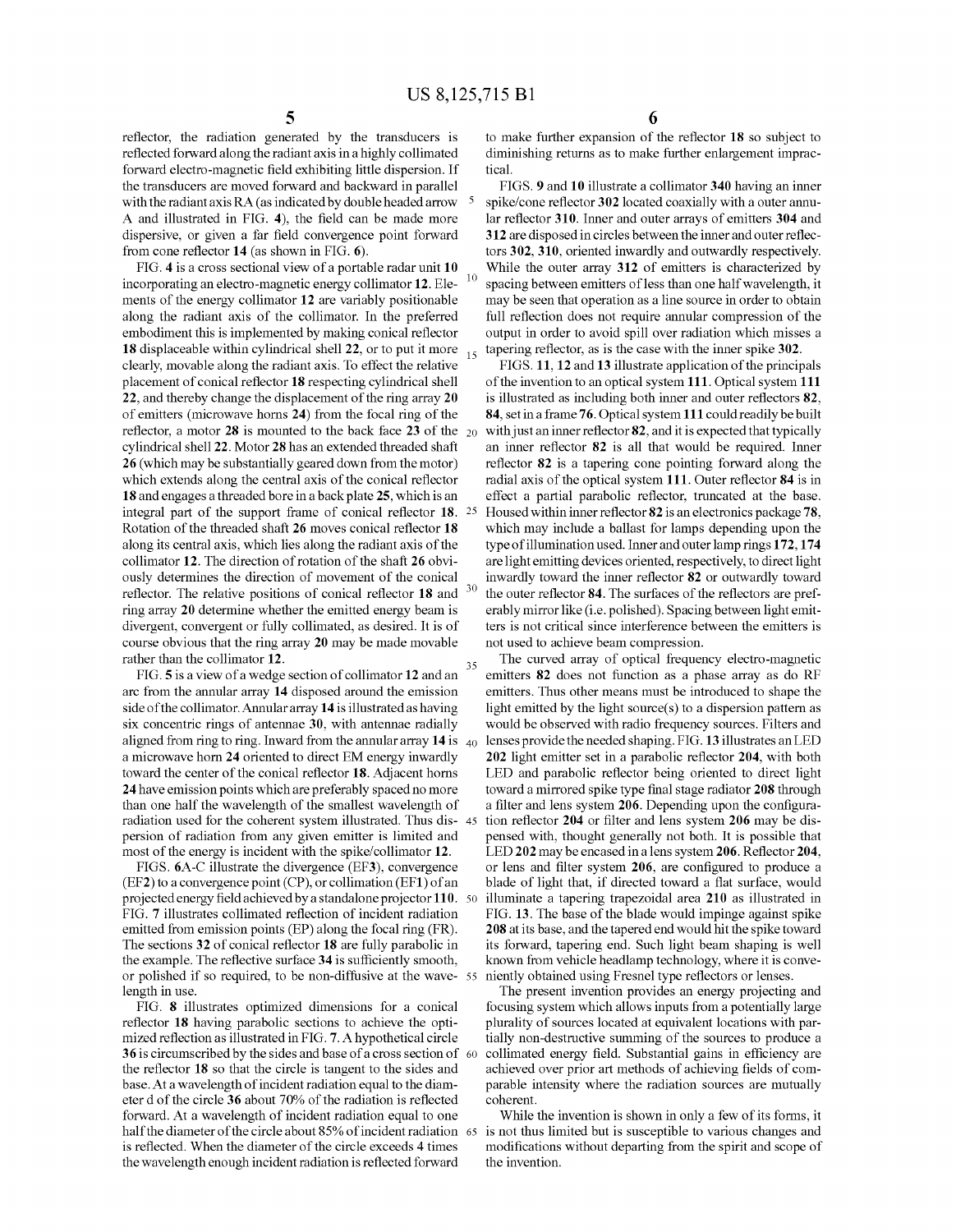reflector, the radiation generated by the transducers is reflected forward along the radiant axis in a highly collimated forward electro-magnetic field exhibiting little dispersion. If the transducers are moved forward and backward in parallel with the radiant axis RA (as indicated by double headed arrow A and illustrated in FIG. 4), the field can be made more dispersive, or given a far field convergence point forward from cone reflector 14 (as shown in FIG. 6).

FIG. 4 is a cross sectional view of a portable radar unit 10 incorporating an electro-magnetic energy collimator 12. Elements of the energy collimator 12 are variably positionable along the radiant axis of the collimator. In the preferred embodiment this is implemented by making conical reflector 18 displaceable within cylindrical shell 22, or to put it more clearly, movable along the radiant axis. To effect the relative placement of conical reflector 18 respecting cylindrical shell 22, and thereby change the displacement of the ring array 20 of emitters (microwave horns 24) from the focal ring of the reflector, a motor 28 is mounted to the back face 23 of the cylindrical shell 22. Motor 28 has an extended threaded shaft 26 (which may be substantially geared down from the motor) which extends along the central axis of the conical reflector 18 and engages a threaded bore in a back plate 25, which is an integral part of the support frame of conical reflector 18. Rotation of the threaded shaft 26 moves conical reflector 18 along its central axis, which lies along the radiant axis of the collimator 12. The direction of rotation of the shaft 26 obviously determines the direction of movement of the conical reflector. The relative positions of conical reflector 18 and ring array 20 determine whether the emitted energy beam is divergent, convergent or fully collimated, as desired. It is of course obvious that the ring array 20 may be made movable rather than the collimator 12.

FIG. 5 is a view of a wedge section of collimator 12 and an arc from the annular array 14 disposed around the emission side of the collimator. Annular array 14 is illustrated as having six concentric rings of antennae 30, with antennae radially aligned from ring to ring. Inward from the annular array 14 is a microwave horn 24 oriented to direct EM energy inwardly toward the center of the conical reflector 18. Adjacent horns 24 have emission points which are preferably spaced no more than one half the wavelength of the smallest wavelength of radiation used for the coherent system illustrated. Thus dispersion of radiation from any given emitter is limited and most of the energy is incident with the spike/collimator 12.

FIGS. 6A-C illustrate the divergence (EF3), convergence (EF2) to a convergence point (CP), or collimation (EF1) of an projected energy field achieved by a standalone projector 110. FIG. 7 illustrates collimated reflection of incident radiation emitted from emission points (EP) along the focal ring (FR). The sections 32 of conical reflector 18 are fully parabolic in the example. The reflective surface 34 is sufficiently smooth, or polished if so required, to be non-diffusive at the wavelength in use.

FIG. 8 illustrates optimized dimensions for a conical reflector 18 having parabolic sections to achieve the optimized reflection as illustrated in FIG. 7. A hypothetical circle 36 is circumscribed by the sides and base of a cross section of the reflector 18 so that the circle is tangent to the sides and base. At a wavelength of incident radiation equal to the diameter d of the circle 36 about 70% of the radiation is reflected forward. At a wavelength of incident radiation equal to one half the diameter of the circle about 85% of incident radiation is reflected. When the diameter of the circle exceeds 4 times the wavelength enough incident radiation is reflected forward to make further expansion of the reflector 18 so subject to diminishing returns as to make further enlargement impractical.

FIGS. 9 and 10 illustrate a collimator 340 having an inner spike/cone reflector 302 located coaxially with a outer annular reflector 310. Inner and outer arrays of emitters 304 and 312 are disposed in circles between the inner and outer reflectors 302, 310, oriented inwardly and outwardly respectively. While the outer array 312 of emitters is characterized by spacing between emitters of less than one half wavelength, it may be seen that operation as a line source in order to obtain full reflection does not require annular compression of the output in order to avoid spill over radiation which misses a tapering reflector, as is the case with the inner spike 302.

FIGS. 11, 12 and 13 illustrate application of the principals of the invention to an optical system 111. Optical system 111 is illustrated as including both inner and outer reflectors 82, 84, set in a frame 76. Optical system 111 could readily be built with just an inner reflector 82, and it is expected that typically an inner reflector 82 is all that would be required. Inner reflector 82 is a tapering cone pointing forward along the radial axis of the optical system 111. Outer reflector 84 is in effect a partial parabolic reflector, truncated at the base. Housed within inner reflector 82 is an electronics package 78, which may include a ballast for lamps depending upon the type of illumination used. Inner and outer lamp rings 172, 174 are light emitting devices oriented, respectively, to direct light inwardly toward the inner reflector 82 or outwardly toward the outer reflector 84. The surfaces of the reflectors are preferably mirror like (i.e. polished). Spacing between light emitters is not critical since interference between the emitters is not used to achieve beam compression.

The curved array of optical frequency electro-magnetic emitters 82 does not function as a phase array as do RF emitters. Thus other means must be introduced to shape the light emitted by the light source(s) to a dispersion pattern as would be observed with radio frequency sources. Filters and lenses provide the needed shaping. FIG. 13 illustrates an LED 202 light emitter set in a parabolic reflector 204, with both LED and parabolic reflector being oriented to direct light toward a mirrored spike type final stage radiator 208 through a filter and lens system 206. Depending upon the configuration reflector 204 or filter and lens system 206 may be dispensed with, thought generally not both. It is possible that LED 202 may be encased in a lens system 206. Reflector 204, or lens and filter system 206, are configured to produce a blade of light that, if directed toward a flat surface, would illuminate a tapering trapezoidal area 210 as illustrated in FIG. 13. The base of the blade would impinge against spike 208 at its base, and the tapered end would hit the spike toward its forward, tapering end. Such light beam shaping is well known from vehicle headlamp technology, where it is conveniently obtained using Fresnel type reflectors or lenses.

The present invention provides an energy projecting and focusing system which allows inputs from a potentially large plurality of sources located at equivalent locations with partially non-destructive summing of the sources to produce a collimated energy field. Substantial gains in efficiency are achieved over prior art methods of achieving fields of comparable intensity where the radiation sources are mutually coherent.

While the invention is shown in only a few of its forms, it is not thus limited but is susceptible to various changes and modifications without departing from the spirit and scope of the invention.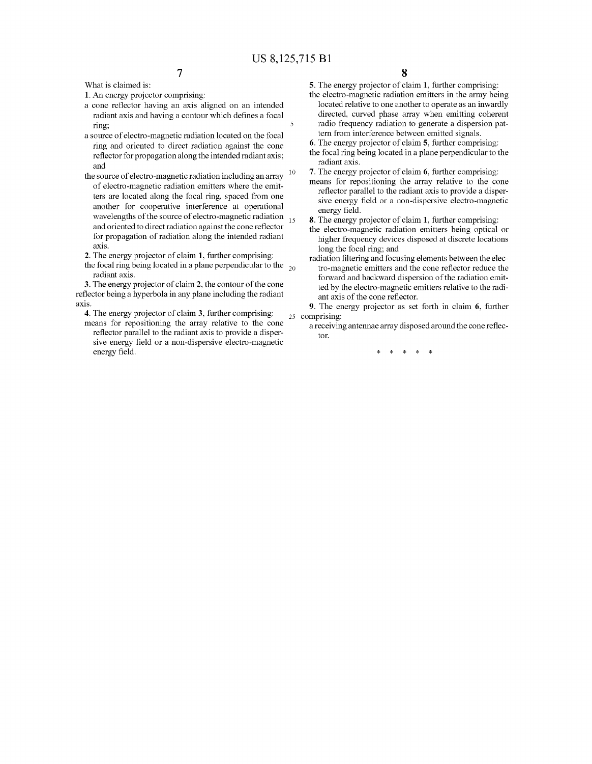What is claimed is:

1. An energy projector comprising:

a cone reflector having an axis aligned on an intended radiant axis and having a contour which defines a focal ring;

a source of electro-magnetic radiation located on the focal ring and oriented to direct radiation against the cone reflector for propagation along the intended radiant axis; and

the source of electro-magnetic radiation including an array of electro-magnetic radiation emitters where the emitters are located along the focal ring, spaced from one another for cooperative interference at operational wavelengths of the source of electro-magnetic radiation and oriented to direct radiation against the cone reflector for propagation of radiation along the intended radiant axis.

2. The energy projector of claim 1, further comprising:

the focal ring being located in a plane perpendicular to the radiant axis.

3. The energy projector of claim 2, the contour of the cone reflector being a hyperbola in any plane including the radiant axis.

4. The energy projector of claim 3, further comprising:

means for repositioning the array relative to the cone reflector parallel to the radiant axis to provide a dispersive energy field or a non-dispersive electro-magnetic energy field.

5. The energy projector of claim 1, further comprising:

the electro-magnetic radiation emitters in the array being located relative to one another to operate as an inwardly directed, curved phase array when emitting coherent radio frequency radiation to generate a dispersion pattern from interference between emitted signals.

6. The energy projector of claim 5, further comprising:

the focal ring being located in a plane perpendicular to the radiant axis.

7. The energy projector of claim 6, further comprising:

means for repositioning the array relative to the cone reflector parallel to the radiant axis to provide a dispersive energy field or a non-dispersive electro-magnetic energy field.

8. The energy projector of claim 1, further comprising:

the electro-magnetic radiation emitters being optical or higher frequency devices disposed at discrete locations long the focal ring; and

radiation filtering and focusing elements between the electro-magnetic emitters and the cone reflector reduce the forward and backward dispersion of the radiation emitted by the electro-magnetic emitters relative to the radiant axis of the cone reflector.

9. The energy projector as set forth in claim 6, further comprising:

a receiving antennae array disposed around the cone reflector.

* * * * *